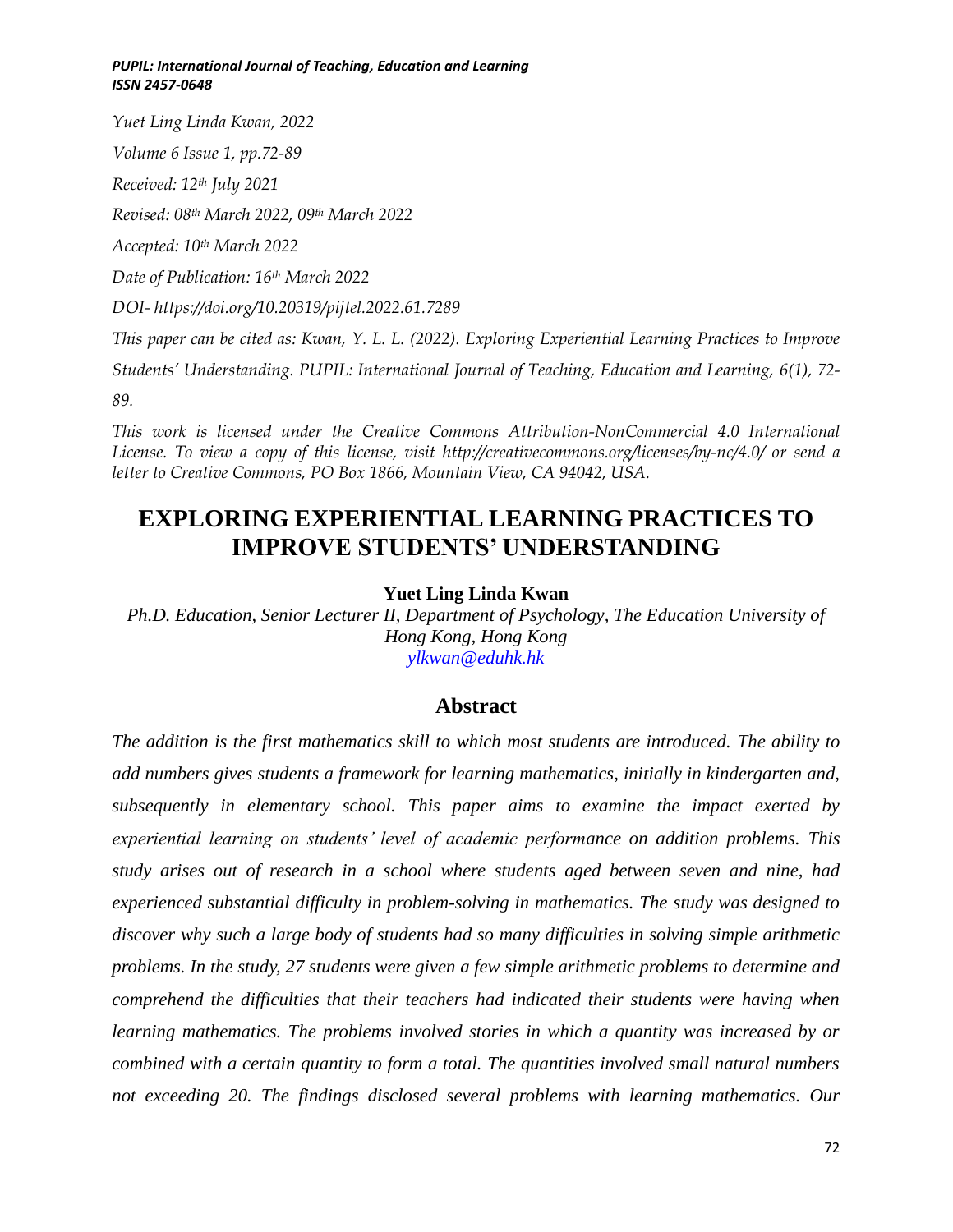*Yuet Ling Linda Kwan, 2022*

*Volume 6 Issue 1, pp.72-89*

*Received: 12th July 2021*

*Revised: 08th March 2022, 09th March 2022*

*Accepted: 10th March 2022*

*Date of Publication: 16th March 2022*

*DOI- https://doi.org/10.20319/pijtel.2022.61.7289*

*This paper can be cited as: Kwan, Y. L. L. (2022). Exploring Experiential Learning Practices to Improve Students' Understanding. PUPIL: International Journal of Teaching, Education and Learning, 6(1), 72-89.*

*This work is licensed under the Creative Commons Attribution-NonCommercial 4.0 International License. To view a copy of this license, visit http://creativecommons.org/licenses/by-nc/4.0/ or send a letter to Creative Commons, PO Box 1866, Mountain View, CA 94042, USA.*

# EXPLORING EXPERIENTIAL LEARNING PRACTICES TO IMPROVE STUDENTS' UNDERSTANDING

**Yuet Ling Linda Kwan**

*Ph.D. Education, Senior Lecturer II, Department of Psychology, The Education University of Hong Kong, Hong Kong*
*ylkwan@eduhk.hk*

## Abstract

*The addition is the first mathematics skill to which most students are introduced. The ability to add numbers gives students a framework for learning mathematics, initially in kindergarten and, subsequently in elementary school. This paper aims to examine the impact exerted by experiential learning on students' level of academic performance on addition problems. This study arises out of research in a school where students aged between seven and nine, had experienced substantial difficulty in problem-solving in mathematics. The study was designed to discover why such a large body of students had so many difficulties in solving simple arithmetic problems. In the study, 27 students were given a few simple arithmetic problems to determine and comprehend the difficulties that their teachers had indicated their students were having when learning mathematics. The problems involved stories in which a quantity was increased by or combined with a certain quantity to form a total. The quantities involved small natural numbers not exceeding 20. The findings disclosed several problems with learning mathematics. Our*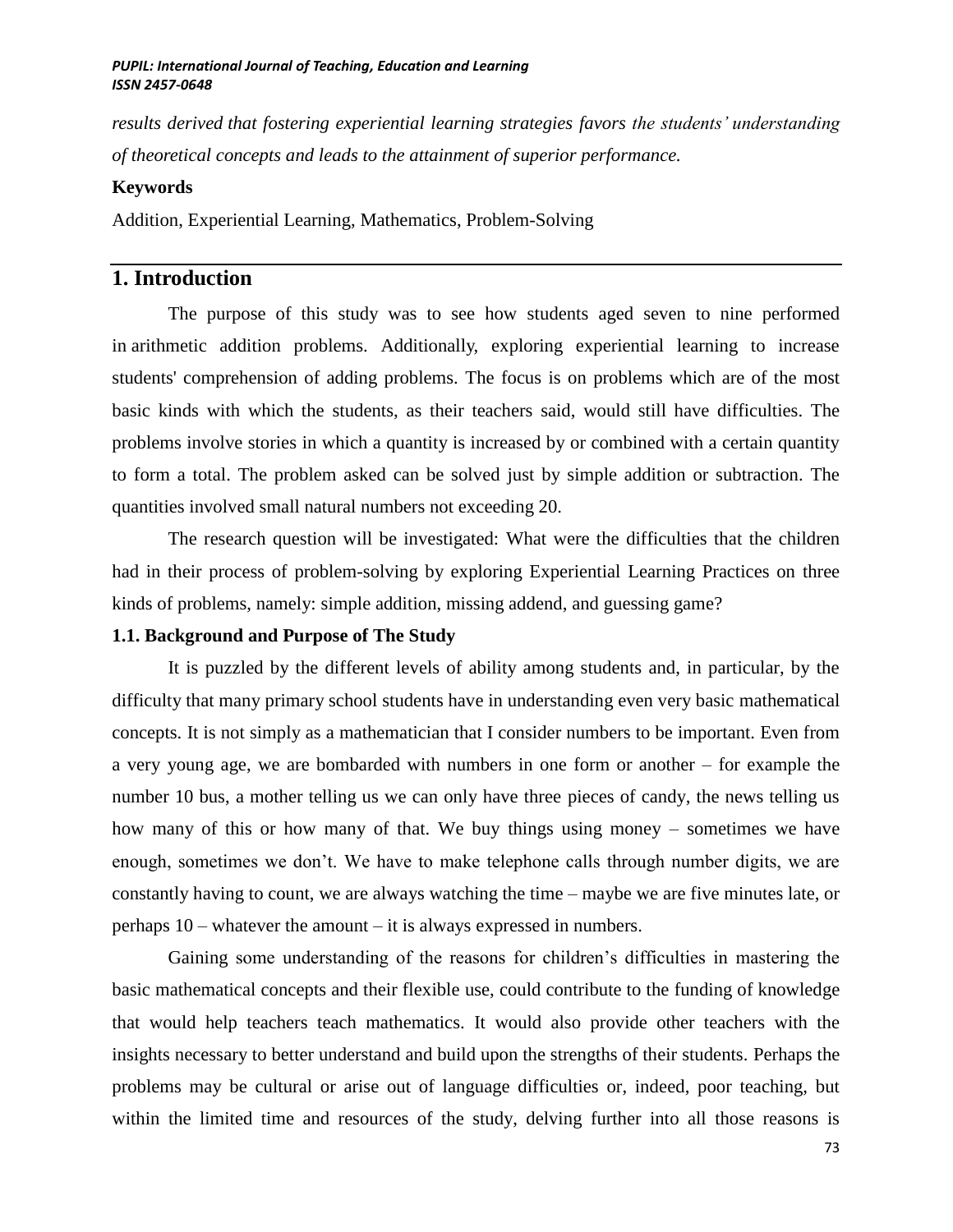*results derived that fostering experiential learning strategies favors the students' understanding of theoretical concepts and leads to the attainment of superior performance.*

**Keywords**

Addition, Experiential Learning, Mathematics, Problem-Solving

## 1. Introduction

The purpose of this study was to see how students aged seven to nine performed in arithmetic addition problems. Additionally, exploring experiential learning to increase students' comprehension of adding problems. The focus is on problems which are of the most basic kinds with which the students, as their teachers said, would still have difficulties. The problems involve stories in which a quantity is increased by or combined with a certain quantity to form a total. The problem asked can be solved just by simple addition or subtraction. The quantities involved small natural numbers not exceeding 20.

The research question will be investigated: What were the difficulties that the children had in their process of problem-solving by exploring Experiential Learning Practices on three kinds of problems, namely: simple addition, missing addend, and guessing game?

### 1.1. Background and Purpose of The Study

It is puzzled by the different levels of ability among students and, in particular, by the difficulty that many primary school students have in understanding even very basic mathematical concepts. It is not simply as a mathematician that I consider numbers to be important. Even from a very young age, we are bombarded with numbers in one form or another – for example the number 10 bus, a mother telling us we can only have three pieces of candy, the news telling us how many of this or how many of that. We buy things using money – sometimes we have enough, sometimes we don't. We have to make telephone calls through number digits, we are constantly having to count, we are always watching the time – maybe we are five minutes late, or perhaps 10 – whatever the amount – it is always expressed in numbers.

Gaining some understanding of the reasons for children's difficulties in mastering the basic mathematical concepts and their flexible use, could contribute to the funding of knowledge that would help teachers teach mathematics. It would also provide other teachers with the insights necessary to better understand and build upon the strengths of their students. Perhaps the problems may be cultural or arise out of language difficulties or, indeed, poor teaching, but within the limited time and resources of the study, delving further into all those reasons is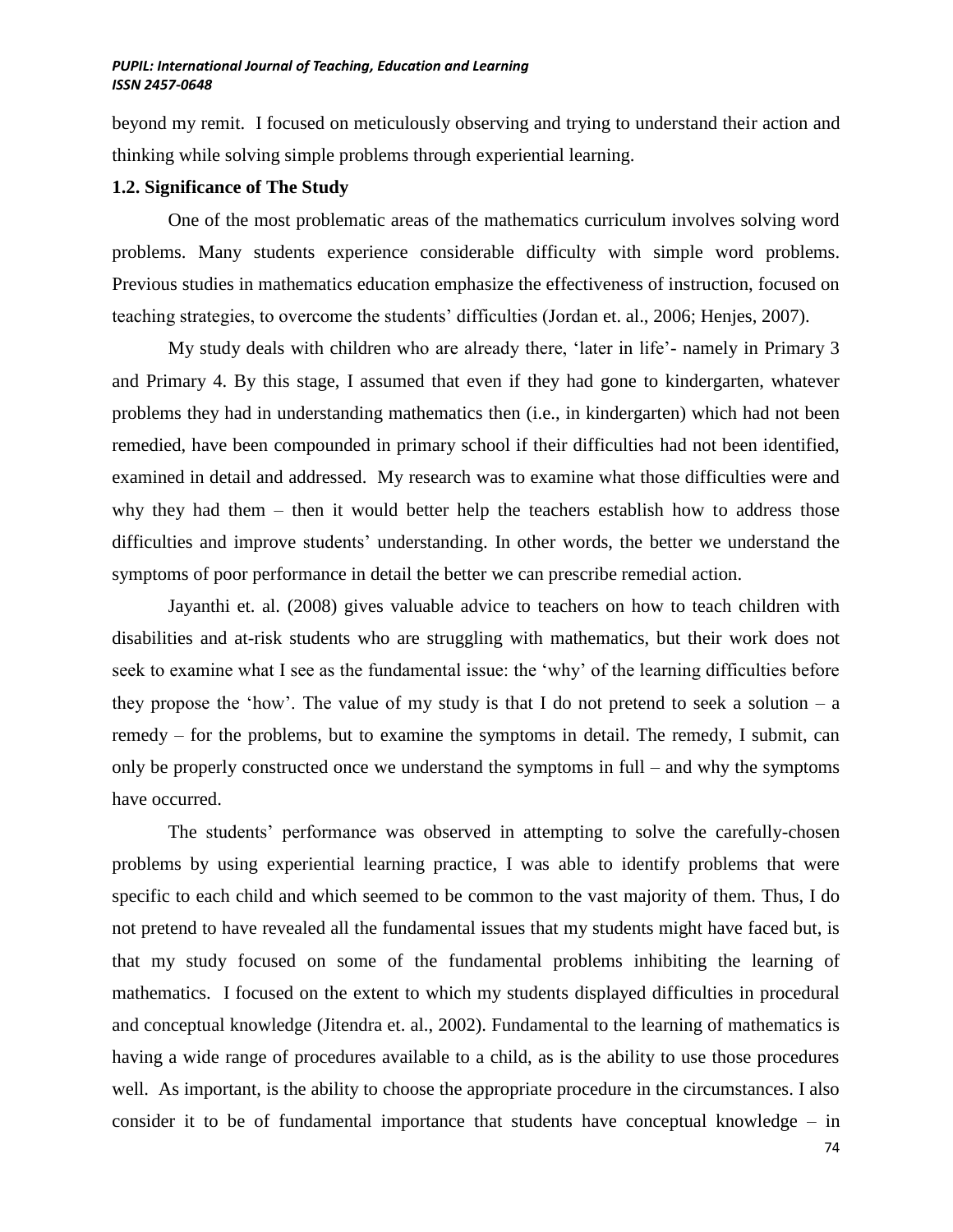beyond my remit. I focused on meticulously observing and trying to understand their action and thinking while solving simple problems through experiential learning.

### 1.2. Significance of The Study

One of the most problematic areas of the mathematics curriculum involves solving word problems. Many students experience considerable difficulty with simple word problems. Previous studies in mathematics education emphasize the effectiveness of instruction, focused on teaching strategies, to overcome the students' difficulties (Jordan et. al., 2006; Henjes, 2007).

My study deals with children who are already there, 'later in life'- namely in Primary 3 and Primary 4. By this stage, I assumed that even if they had gone to kindergarten, whatever problems they had in understanding mathematics then (i.e., in kindergarten) which had not been remedied, have been compounded in primary school if their difficulties had not been identified, examined in detail and addressed. My research was to examine what those difficulties were and why they had them – then it would better help the teachers establish how to address those difficulties and improve students' understanding. In other words, the better we understand the symptoms of poor performance in detail the better we can prescribe remedial action.

Jayanthi et. al. (2008) gives valuable advice to teachers on how to teach children with disabilities and at-risk students who are struggling with mathematics, but their work does not seek to examine what I see as the fundamental issue: the 'why' of the learning difficulties before they propose the 'how'. The value of my study is that I do not pretend to seek a solution – a remedy – for the problems, but to examine the symptoms in detail. The remedy, I submit, can only be properly constructed once we understand the symptoms in full – and why the symptoms have occurred.

The students' performance was observed in attempting to solve the carefully-chosen problems by using experiential learning practice, I was able to identify problems that were specific to each child and which seemed to be common to the vast majority of them. Thus, I do not pretend to have revealed all the fundamental issues that my students might have faced but, is that my study focused on some of the fundamental problems inhibiting the learning of mathematics. I focused on the extent to which my students displayed difficulties in procedural and conceptual knowledge (Jitendra et. al., 2002). Fundamental to the learning of mathematics is having a wide range of procedures available to a child, as is the ability to use those procedures well. As important, is the ability to choose the appropriate procedure in the circumstances. I also consider it to be of fundamental importance that students have conceptual knowledge – in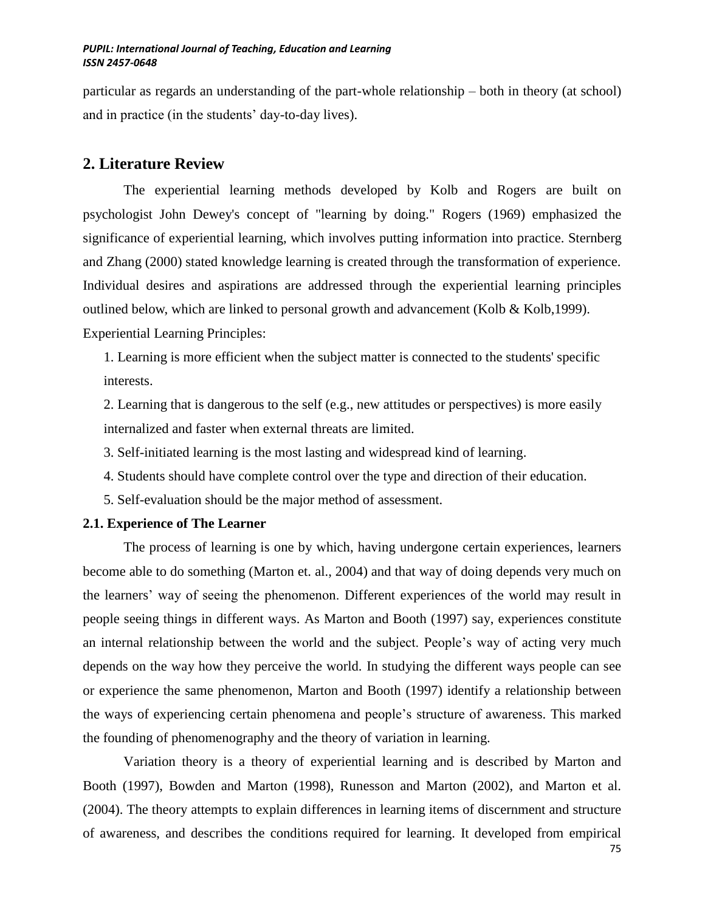particular as regards an understanding of the part-whole relationship – both in theory (at school) and in practice (in the students' day-to-day lives).

## 2. Literature Review

The experiential learning methods developed by Kolb and Rogers are built on psychologist John Dewey's concept of "learning by doing." Rogers (1969) emphasized the significance of experiential learning, which involves putting information into practice. Sternberg and Zhang (2000) stated knowledge learning is created through the transformation of experience. Individual desires and aspirations are addressed through the experiential learning principles outlined below, which are linked to personal growth and advancement (Kolb & Kolb,1999).

Experiential Learning Principles:

1. Learning is more efficient when the subject matter is connected to the students' specific interests.
2. Learning that is dangerous to the self (e.g., new attitudes or perspectives) is more easily internalized and faster when external threats are limited.
3. Self-initiated learning is the most lasting and widespread kind of learning.
4. Students should have complete control over the type and direction of their education.
5. Self-evaluation should be the major method of assessment.

### 2.1. Experience of The Learner

The process of learning is one by which, having undergone certain experiences, learners become able to do something (Marton et. al., 2004) and that way of doing depends very much on the learners' way of seeing the phenomenon. Different experiences of the world may result in people seeing things in different ways. As Marton and Booth (1997) say, experiences constitute an internal relationship between the world and the subject. People's way of acting very much depends on the way how they perceive the world. In studying the different ways people can see or experience the same phenomenon, Marton and Booth (1997) identify a relationship between the ways of experiencing certain phenomena and people's structure of awareness. This marked the founding of phenomenography and the theory of variation in learning.

Variation theory is a theory of experiential learning and is described by Marton and Booth (1997), Bowden and Marton (1998), Runesson and Marton (2002), and Marton et al. (2004). The theory attempts to explain differences in learning items of discernment and structure of awareness, and describes the conditions required for learning. It developed from empirical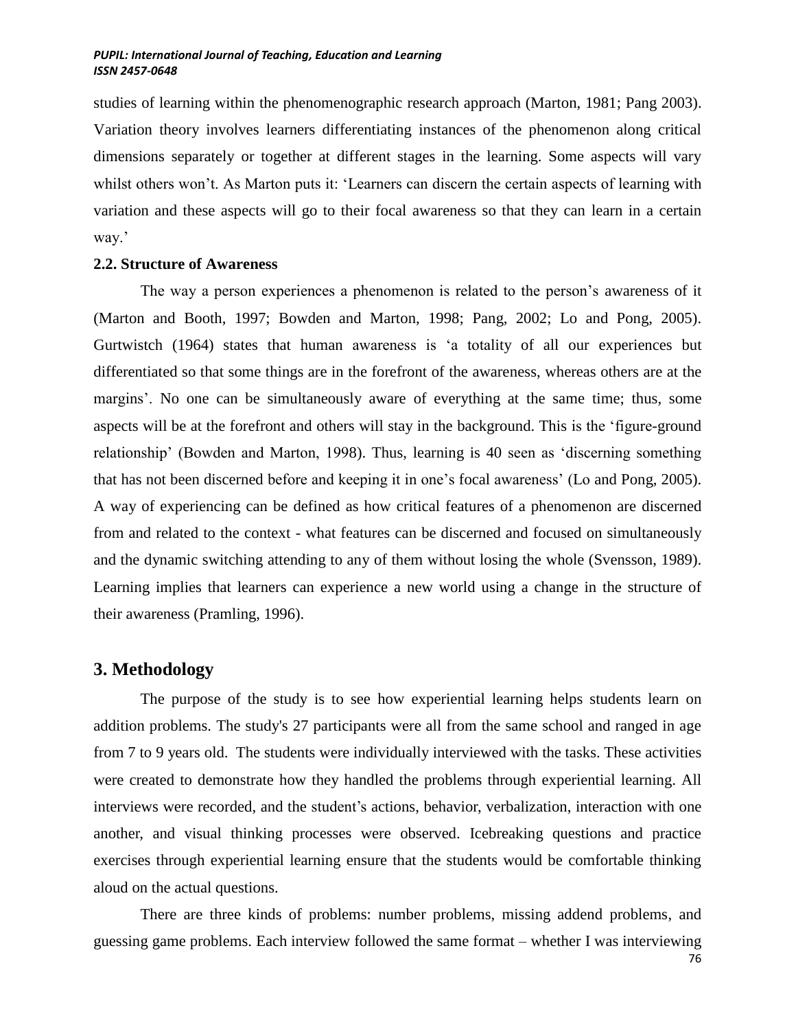studies of learning within the phenomenographic research approach (Marton, 1981; Pang 2003). Variation theory involves learners differentiating instances of the phenomenon along critical dimensions separately or together at different stages in the learning. Some aspects will vary whilst others won't. As Marton puts it: 'Learners can discern the certain aspects of learning with variation and these aspects will go to their focal awareness so that they can learn in a certain way.'

### 2.2. Structure of Awareness

The way a person experiences a phenomenon is related to the person's awareness of it (Marton and Booth, 1997; Bowden and Marton, 1998; Pang, 2002; Lo and Pong, 2005). Gurtwistch (1964) states that human awareness is 'a totality of all our experiences but differentiated so that some things are in the forefront of the awareness, whereas others are at the margins'. No one can be simultaneously aware of everything at the same time; thus, some aspects will be at the forefront and others will stay in the background. This is the 'figure-ground relationship' (Bowden and Marton, 1998). Thus, learning is 40 seen as 'discerning something that has not been discerned before and keeping it in one's focal awareness' (Lo and Pong, 2005). A way of experiencing can be defined as how critical features of a phenomenon are discerned from and related to the context - what features can be discerned and focused on simultaneously and the dynamic switching attending to any of them without losing the whole (Svensson, 1989). Learning implies that learners can experience a new world using a change in the structure of their awareness (Pramling, 1996).

## 3. Methodology

The purpose of the study is to see how experiential learning helps students learn on addition problems. The study's 27 participants were all from the same school and ranged in age from 7 to 9 years old. The students were individually interviewed with the tasks. These activities were created to demonstrate how they handled the problems through experiential learning. All interviews were recorded, and the student's actions, behavior, verbalization, interaction with one another, and visual thinking processes were observed. Icebreaking questions and practice exercises through experiential learning ensure that the students would be comfortable thinking aloud on the actual questions.

There are three kinds of problems: number problems, missing addend problems, and guessing game problems. Each interview followed the same format – whether I was interviewing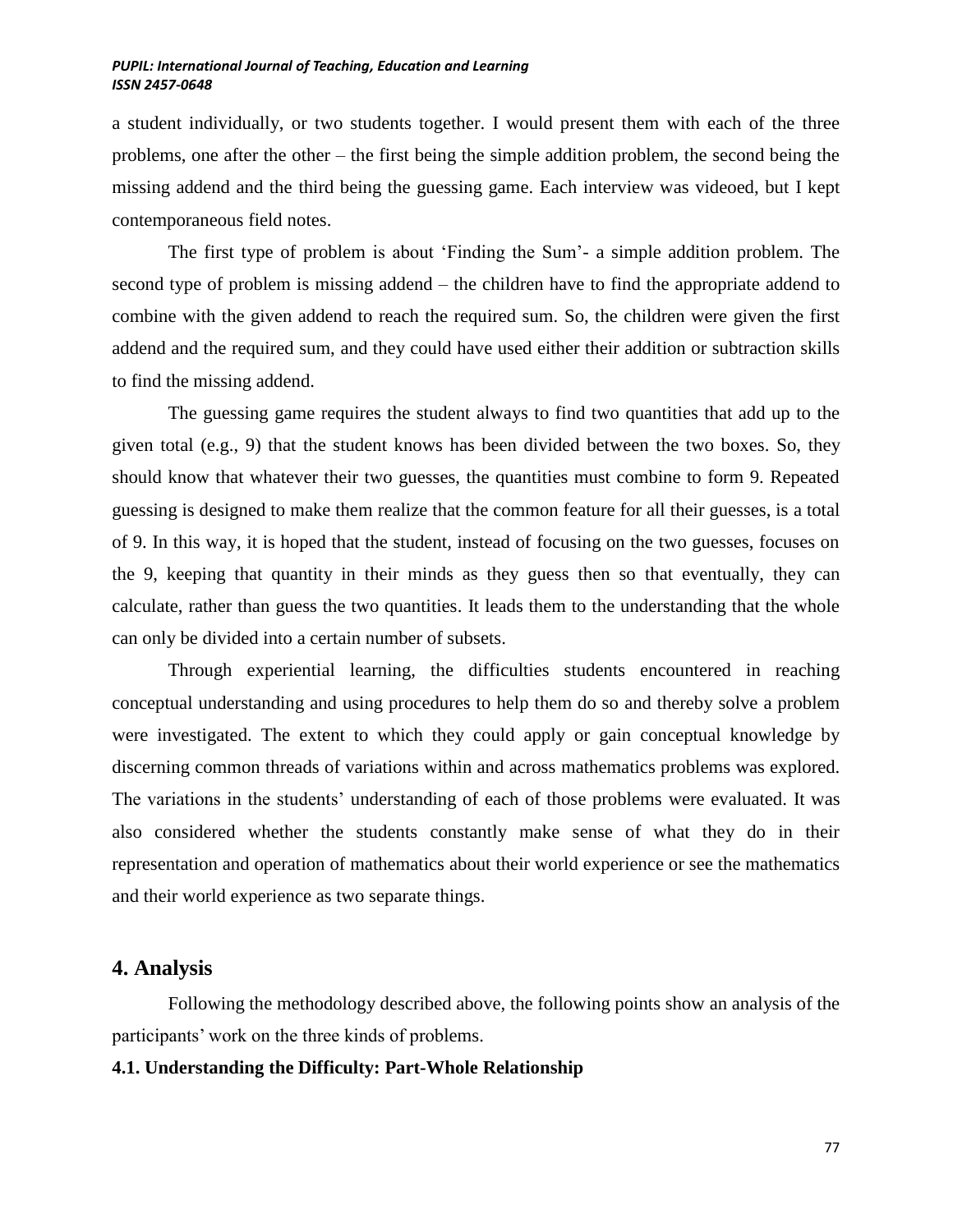a student individually, or two students together. I would present them with each of the three problems, one after the other – the first being the simple addition problem, the second being the missing addend and the third being the guessing game. Each interview was videoed, but I kept contemporaneous field notes.

The first type of problem is about 'Finding the Sum'- a simple addition problem. The second type of problem is missing addend – the children have to find the appropriate addend to combine with the given addend to reach the required sum. So, the children were given the first addend and the required sum, and they could have used either their addition or subtraction skills to find the missing addend.

The guessing game requires the student always to find two quantities that add up to the given total (e.g., 9) that the student knows has been divided between the two boxes. So, they should know that whatever their two guesses, the quantities must combine to form 9. Repeated guessing is designed to make them realize that the common feature for all their guesses, is a total of 9. In this way, it is hoped that the student, instead of focusing on the two guesses, focuses on the 9, keeping that quantity in their minds as they guess then so that eventually, they can calculate, rather than guess the two quantities. It leads them to the understanding that the whole can only be divided into a certain number of subsets.

Through experiential learning, the difficulties students encountered in reaching conceptual understanding and using procedures to help them do so and thereby solve a problem were investigated. The extent to which they could apply or gain conceptual knowledge by discerning common threads of variations within and across mathematics problems was explored. The variations in the students' understanding of each of those problems were evaluated. It was also considered whether the students constantly make sense of what they do in their representation and operation of mathematics about their world experience or see the mathematics and their world experience as two separate things.

## 4. Analysis

Following the methodology described above, the following points show an analysis of the participants' work on the three kinds of problems.

### 4.1. Understanding the Difficulty: Part-Whole Relationship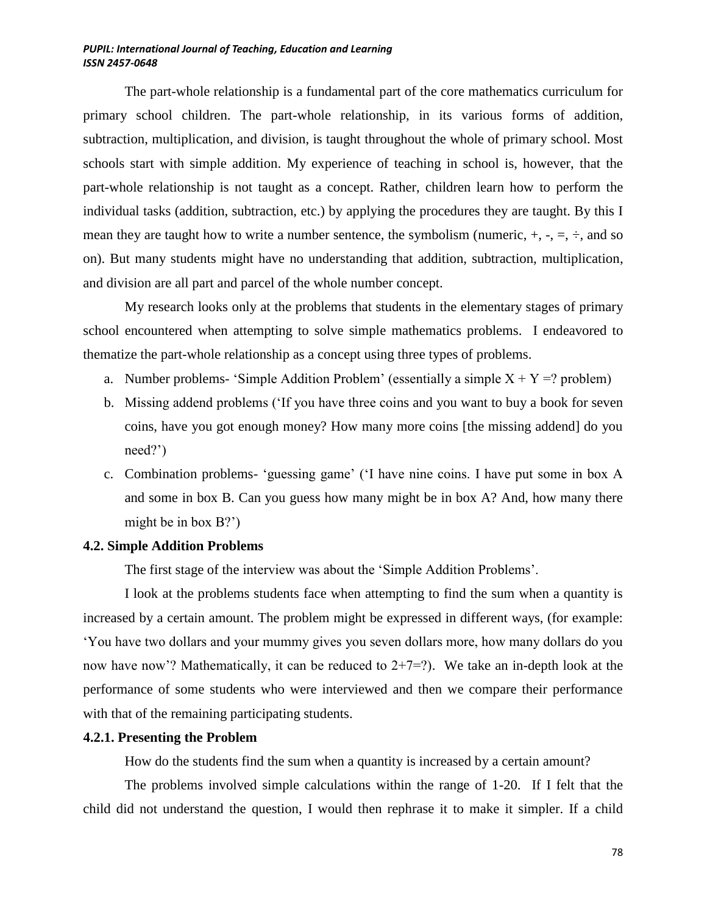The part-whole relationship is a fundamental part of the core mathematics curriculum for primary school children. The part-whole relationship, in its various forms of addition, subtraction, multiplication, and division, is taught throughout the whole of primary school. Most schools start with simple addition. My experience of teaching in school is, however, that the part-whole relationship is not taught as a concept. Rather, children learn how to perform the individual tasks (addition, subtraction, etc.) by applying the procedures they are taught. By this I mean they are taught how to write a number sentence, the symbolism (numeric, +, -, =, ÷, and so on). But many students might have no understanding that addition, subtraction, multiplication, and division are all part and parcel of the whole number concept.

My research looks only at the problems that students in the elementary stages of primary school encountered when attempting to solve simple mathematics problems. I endeavored to thematize the part-whole relationship as a concept using three types of problems.

a. Number problems- 'Simple Addition Problem' (essentially a simple $X + Y = ?$ problem)
b. Missing addend problems ('If you have three coins and you want to buy a book for seven coins, have you got enough money? How many more coins [the missing addend] do you need?')
c. Combination problems- 'guessing game' ('I have nine coins. I have put some in box A and some in box B. Can you guess how many might be in box A? And, how many there might be in box B?')

### 4.2. Simple Addition Problems

The first stage of the interview was about the 'Simple Addition Problems'.

I look at the problems students face when attempting to find the sum when a quantity is increased by a certain amount. The problem might be expressed in different ways, (for example: 'You have two dollars and your mummy gives you seven dollars more, how many dollars do you now have now'? Mathematically, it can be reduced to $2+7=?$). We take an in-depth look at the performance of some students who were interviewed and then we compare their performance with that of the remaining participating students.

#### 4.2.1. Presenting the Problem

How do the students find the sum when a quantity is increased by a certain amount?

The problems involved simple calculations within the range of 1-20. If I felt that the child did not understand the question, I would then rephrase it to make it simpler. If a child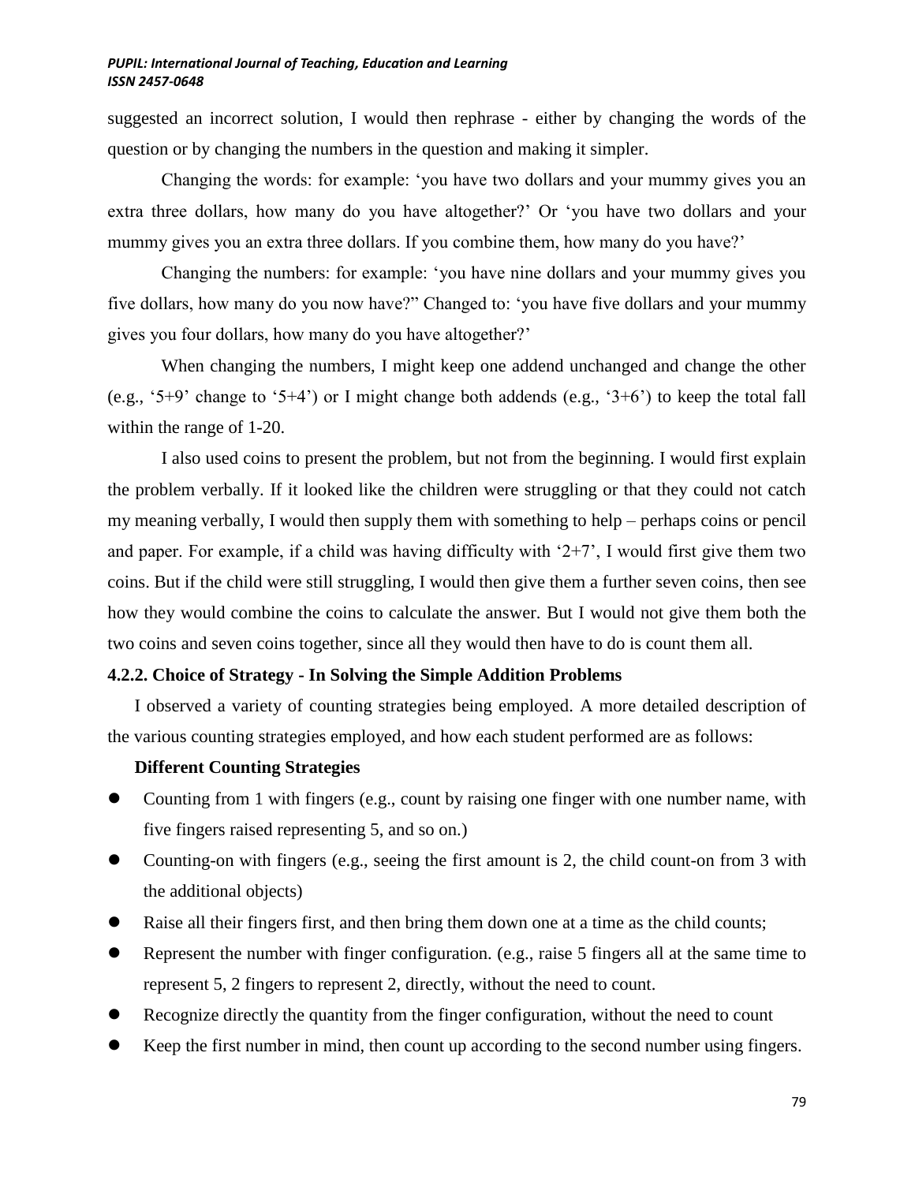suggested an incorrect solution, I would then rephrase - either by changing the words of the question or by changing the numbers in the question and making it simpler.

Changing the words: for example: 'you have two dollars and your mummy gives you an extra three dollars, how many do you have altogether?' Or 'you have two dollars and your mummy gives you an extra three dollars. If you combine them, how many do you have?'

Changing the numbers: for example: 'you have nine dollars and your mummy gives you five dollars, how many do you now have?" Changed to: 'you have five dollars and your mummy gives you four dollars, how many do you have altogether?'

When changing the numbers, I might keep one addend unchanged and change the other (e.g., '5+9' change to '5+4') or I might change both addends (e.g., '3+6') to keep the total fall within the range of 1-20.

I also used coins to present the problem, but not from the beginning. I would first explain the problem verbally. If it looked like the children were struggling or that they could not catch my meaning verbally, I would then supply them with something to help – perhaps coins or pencil and paper. For example, if a child was having difficulty with '2+7', I would first give them two coins. But if the child were still struggling, I would then give them a further seven coins, then see how they would combine the coins to calculate the answer. But I would not give them both the two coins and seven coins together, since all they would then have to do is count them all.

### 4.2.2. Choice of Strategy - In Solving the Simple Addition Problems

I observed a variety of counting strategies being employed. A more detailed description of the various counting strategies employed, and how each student performed are as follows:

**Different Counting Strategies**

- Counting from 1 with fingers (e.g., count by raising one finger with one number name, with five fingers raised representing 5, and so on.)
- Counting-on with fingers (e.g., seeing the first amount is 2, the child count-on from 3 with the additional objects)
- Raise all their fingers first, and then bring them down one at a time as the child counts;
- Represent the number with finger configuration. (e.g., raise 5 fingers all at the same time to represent 5, 2 fingers to represent 2, directly, without the need to count.
- Recognize directly the quantity from the finger configuration, without the need to count
- Keep the first number in mind, then count up according to the second number using fingers.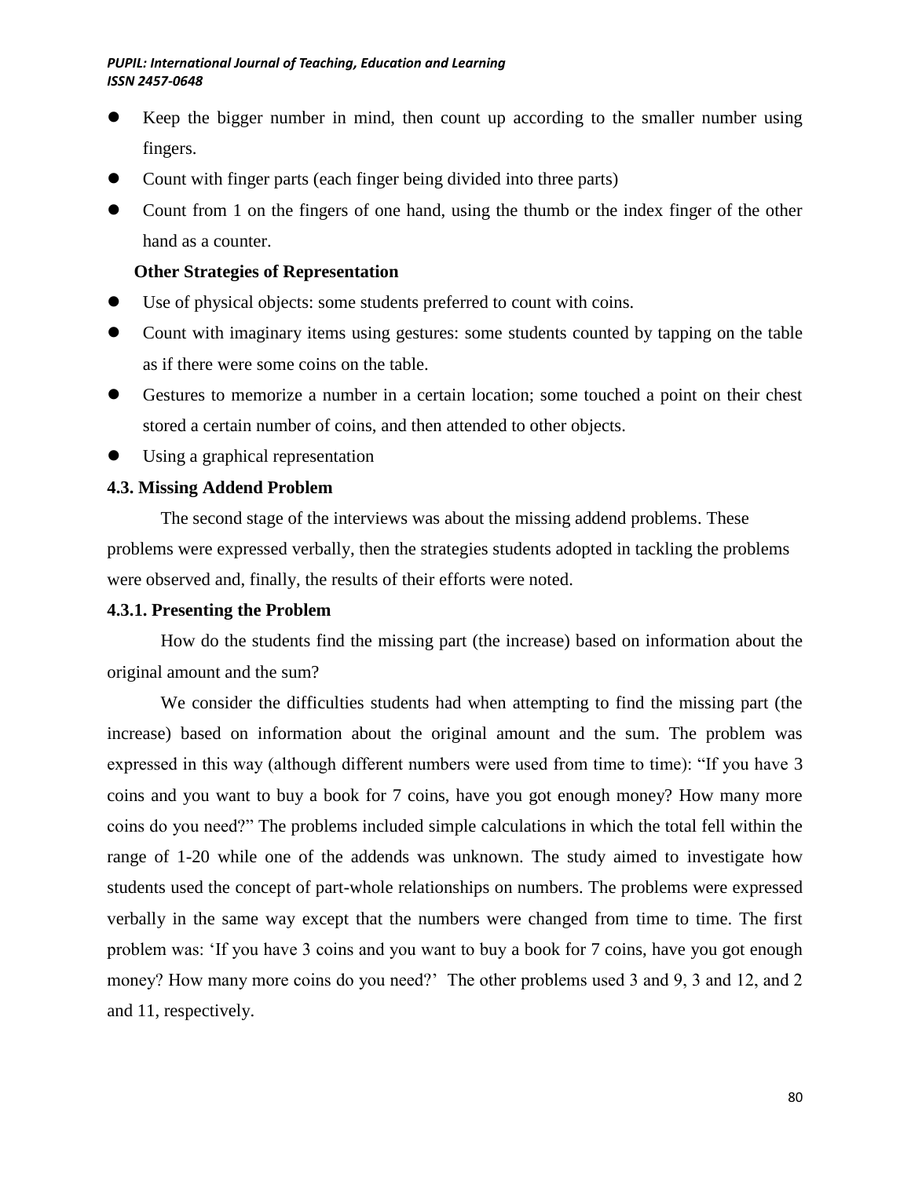- Keep the bigger number in mind, then count up according to the smaller number using fingers.
- Count with finger parts (each finger being divided into three parts)
- Count from 1 on the fingers of one hand, using the thumb or the index finger of the other hand as a counter.

**Other Strategies of Representation**

- Use of physical objects: some students preferred to count with coins.
- Count with imaginary items using gestures: some students counted by tapping on the table as if there were some coins on the table.
- Gestures to memorize a number in a certain location; some touched a point on their chest stored a certain number of coins, and then attended to other objects.
- Using a graphical representation

### 4.3. Missing Addend Problem

The second stage of the interviews was about the missing addend problems. These problems were expressed verbally, then the strategies students adopted in tackling the problems were observed and, finally, the results of their efforts were noted.

#### 4.3.1. Presenting the Problem

How do the students find the missing part (the increase) based on information about the original amount and the sum?

We consider the difficulties students had when attempting to find the missing part (the increase) based on information about the original amount and the sum. The problem was expressed in this way (although different numbers were used from time to time): "If you have 3 coins and you want to buy a book for 7 coins, have you got enough money? How many more coins do you need?" The problems included simple calculations in which the total fell within the range of 1-20 while one of the addends was unknown. The study aimed to investigate how students used the concept of part-whole relationships on numbers. The problems were expressed verbally in the same way except that the numbers were changed from time to time. The first problem was: 'If you have 3 coins and you want to buy a book for 7 coins, have you got enough money? How many more coins do you need?' The other problems used 3 and 9, 3 and 12, and 2 and 11, respectively.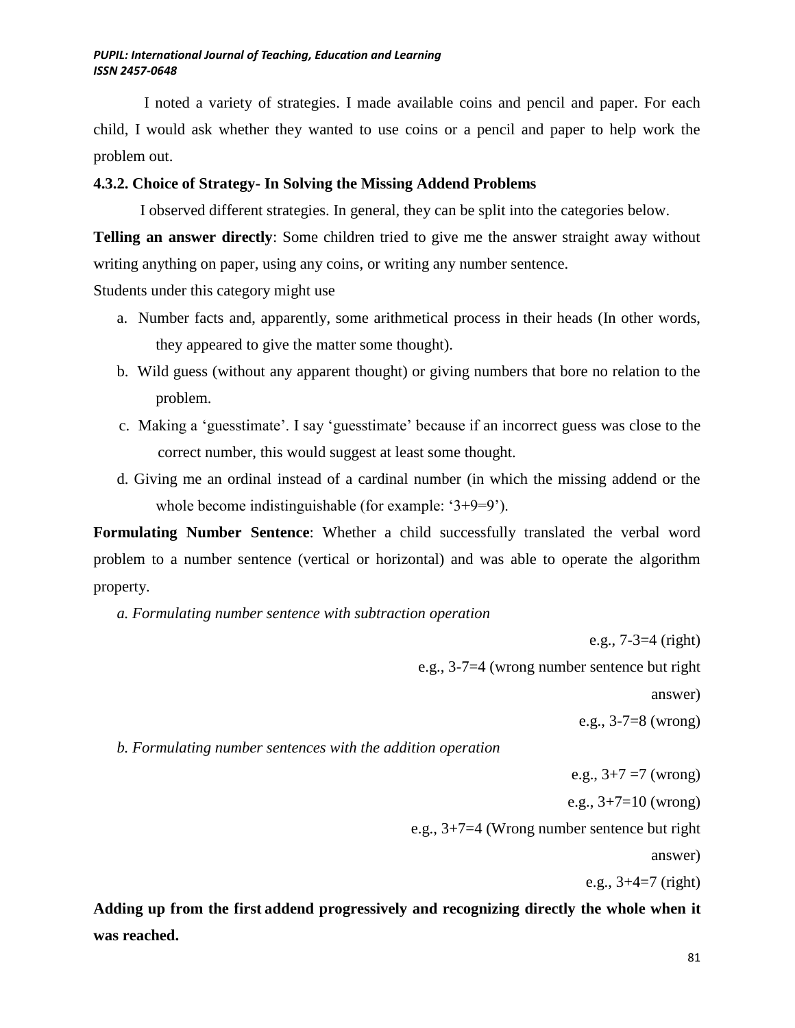I noted a variety of strategies. I made available coins and pencil and paper. For each child, I would ask whether they wanted to use coins or a pencil and paper to help work the problem out.

### 4.3.2. Choice of Strategy- In Solving the Missing Addend Problems

I observed different strategies. In general, they can be split into the categories below.

**Telling an answer directly**: Some children tried to give me the answer straight away without writing anything on paper, using any coins, or writing any number sentence.

Students under this category might use

a. Number facts and, apparently, some arithmetical process in their heads (In other words, they appeared to give the matter some thought).

b. Wild guess (without any apparent thought) or giving numbers that bore no relation to the problem.

c. Making a 'guesstimate'. I say 'guesstimate' because if an incorrect guess was close to the correct number, this would suggest at least some thought.

d. Giving me an ordinal instead of a cardinal number (in which the missing addend or the whole become indistinguishable (for example: '3+9=9').

**Formulating Number Sentence**: Whether a child successfully translated the verbal word problem to a number sentence (vertical or horizontal) and was able to operate the algorithm property.

*a. Formulating number sentence with subtraction operation*

e.g., 7-3=4 (right)

e.g., 3-7=4 (wrong number sentence but right answer)

e.g., 3-7=8 (wrong)

*b. Formulating number sentences with the addition operation*

e.g., 3+7 =7 (wrong)

e.g., 3+7=10 (wrong)

e.g., 3+7=4 (Wrong number sentence but right answer)

e.g., 3+4=7 (right)

**Adding up from the first addend progressively and recognizing directly the whole when it was reached.**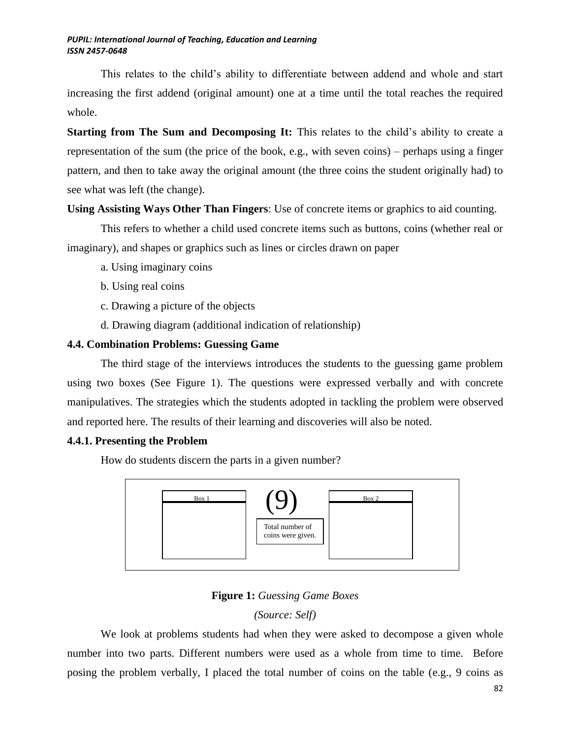This relates to the child's ability to differentiate between addend and whole and start increasing the first addend (original amount) one at a time until the total reaches the required whole.

**Starting from The Sum and Decomposing It:** This relates to the child's ability to create a representation of the sum (the price of the book, e.g., with seven coins) – perhaps using a finger pattern, and then to take away the original amount (the three coins the student originally had) to see what was left (the change).

**Using Assisting Ways Other Than Fingers**: Use of concrete items or graphics to aid counting.

This refers to whether a child used concrete items such as buttons, coins (whether real or imaginary), and shapes or graphics such as lines or circles drawn on paper

a. Using imaginary coins

b. Using real coins

c. Drawing a picture of the objects

d. Drawing diagram (additional indication of relationship)

### 4.4. Combination Problems: Guessing Game

The third stage of the interviews introduces the students to the guessing game problem using two boxes (See Figure 1). The questions were expressed verbally and with concrete manipulatives. The strategies which the students adopted in tackling the problem were observed and reported here. The results of their learning and discoveries will also be noted.

#### 4.4.1. Presenting the Problem

How do students discern the parts in a given number?

Box 1 | (9) Total number of coins were given. | Box 2

**Figure 1:** *Guessing Game Boxes*

*(Source: Self)*

We look at problems students had when they were asked to decompose a given whole number into two parts. Different numbers were used as a whole from time to time. Before posing the problem verbally, I placed the total number of coins on the table (e.g., 9 coins as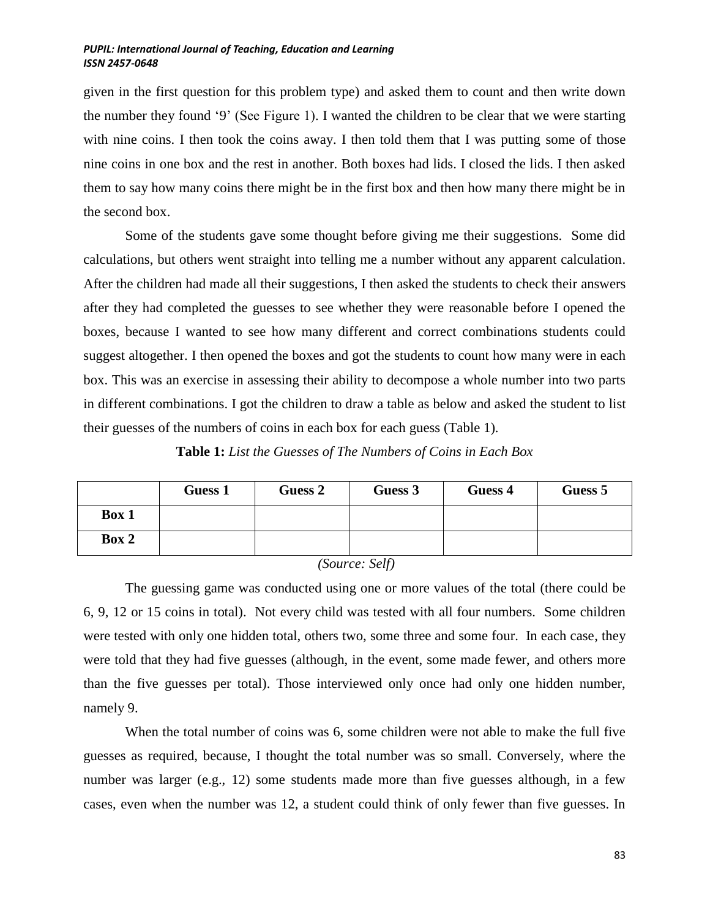given in the first question for this problem type) and asked them to count and then write down the number they found '9' (See Figure 1). I wanted the children to be clear that we were starting with nine coins. I then took the coins away. I then told them that I was putting some of those nine coins in one box and the rest in another. Both boxes had lids. I closed the lids. I then asked them to say how many coins there might be in the first box and then how many there might be in the second box.

Some of the students gave some thought before giving me their suggestions. Some did calculations, but others went straight into telling me a number without any apparent calculation. After the children had made all their suggestions, I then asked the students to check their answers after they had completed the guesses to see whether they were reasonable before I opened the boxes, because I wanted to see how many different and correct combinations students could suggest altogether. I then opened the boxes and got the students to count how many were in each box. This was an exercise in assessing their ability to decompose a whole number into two parts in different combinations. I got the children to draw a table as below and asked the student to list their guesses of the numbers of coins in each box for each guess (Table 1).

**Table 1:** *List the Guesses of The Numbers of Coins in Each Box*

| | Guess 1 | Guess 2 | Guess 3 | Guess 4 | Guess 5 |
|---|---|---|---|---|---|
| **Box 1** | | | | | |
| **Box 2** | | | | | |

*(Source: Self)*

The guessing game was conducted using one or more values of the total (there could be 6, 9, 12 or 15 coins in total). Not every child was tested with all four numbers. Some children were tested with only one hidden total, others two, some three and some four. In each case, they were told that they had five guesses (although, in the event, some made fewer, and others more than the five guesses per total). Those interviewed only once had only one hidden number, namely 9.

When the total number of coins was 6, some children were not able to make the full five guesses as required, because, I thought the total number was so small. Conversely, where the number was larger (e.g., 12) some students made more than five guesses although, in a few cases, even when the number was 12, a student could think of only fewer than five guesses. In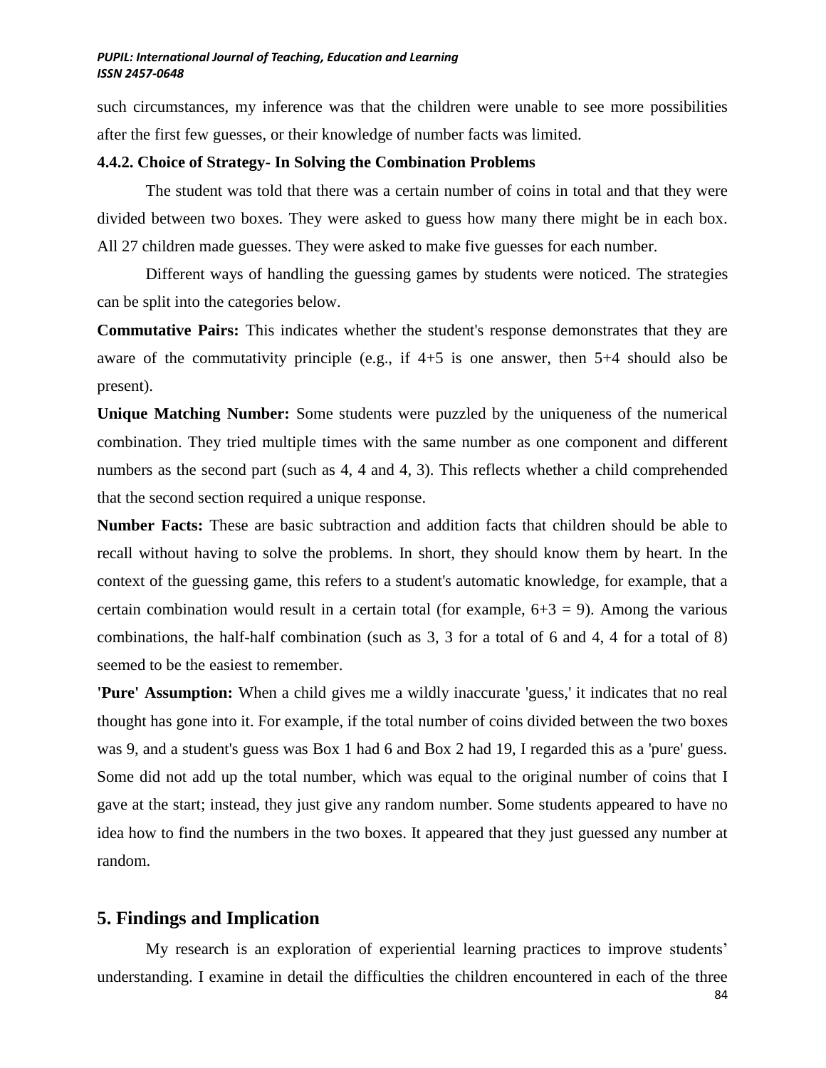such circumstances, my inference was that the children were unable to see more possibilities after the first few guesses, or their knowledge of number facts was limited.

#### 4.4.2. Choice of Strategy- In Solving the Combination Problems

The student was told that there was a certain number of coins in total and that they were divided between two boxes. They were asked to guess how many there might be in each box. All 27 children made guesses. They were asked to make five guesses for each number.

Different ways of handling the guessing games by students were noticed. The strategies can be split into the categories below.

**Commutative Pairs:** This indicates whether the student's response demonstrates that they are aware of the commutativity principle (e.g., if 4+5 is one answer, then 5+4 should also be present).

**Unique Matching Number:** Some students were puzzled by the uniqueness of the numerical combination. They tried multiple times with the same number as one component and different numbers as the second part (such as 4, 4 and 4, 3). This reflects whether a child comprehended that the second section required a unique response.

**Number Facts:** These are basic subtraction and addition facts that children should be able to recall without having to solve the problems. In short, they should know them by heart. In the context of the guessing game, this refers to a student's automatic knowledge, for example, that a certain combination would result in a certain total (for example, 6+3 = 9). Among the various combinations, the half-half combination (such as 3, 3 for a total of 6 and 4, 4 for a total of 8) seemed to be the easiest to remember.

**'Pure' Assumption:** When a child gives me a wildly inaccurate 'guess,' it indicates that no real thought has gone into it. For example, if the total number of coins divided between the two boxes was 9, and a student's guess was Box 1 had 6 and Box 2 had 19, I regarded this as a 'pure' guess. Some did not add up the total number, which was equal to the original number of coins that I gave at the start; instead, they just give any random number. Some students appeared to have no idea how to find the numbers in the two boxes. It appeared that they just guessed any number at random.

## 5. Findings and Implication

My research is an exploration of experiential learning practices to improve students' understanding. I examine in detail the difficulties the children encountered in each of the three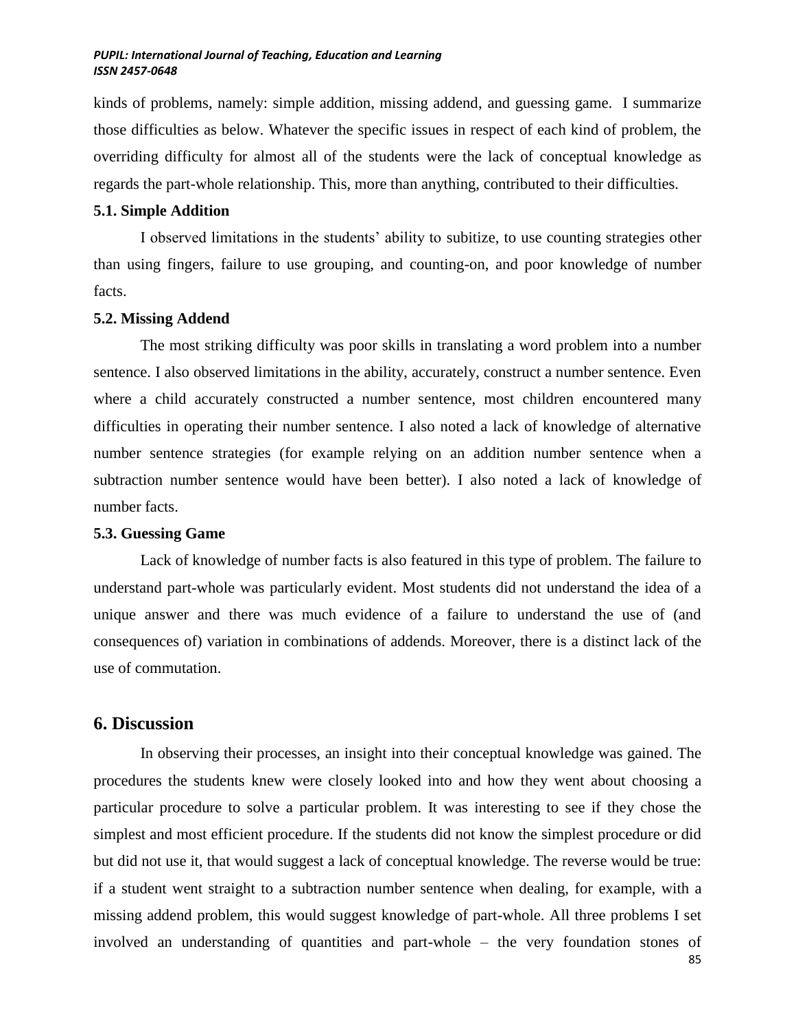kinds of problems, namely: simple addition, missing addend, and guessing game. I summarize those difficulties as below. Whatever the specific issues in respect of each kind of problem, the overriding difficulty for almost all of the students were the lack of conceptual knowledge as regards the part-whole relationship. This, more than anything, contributed to their difficulties.

### 5.1. Simple Addition

I observed limitations in the students' ability to subitize, to use counting strategies other than using fingers, failure to use grouping, and counting-on, and poor knowledge of number facts.

### 5.2. Missing Addend

The most striking difficulty was poor skills in translating a word problem into a number sentence. I also observed limitations in the ability, accurately, construct a number sentence. Even where a child accurately constructed a number sentence, most children encountered many difficulties in operating their number sentence. I also noted a lack of knowledge of alternative number sentence strategies (for example relying on an addition number sentence when a subtraction number sentence would have been better). I also noted a lack of knowledge of number facts.

### 5.3. Guessing Game

Lack of knowledge of number facts is also featured in this type of problem. The failure to understand part-whole was particularly evident. Most students did not understand the idea of a unique answer and there was much evidence of a failure to understand the use of (and consequences of) variation in combinations of addends. Moreover, there is a distinct lack of the use of commutation.

## 6. Discussion

In observing their processes, an insight into their conceptual knowledge was gained. The procedures the students knew were closely looked into and how they went about choosing a particular procedure to solve a particular problem. It was interesting to see if they chose the simplest and most efficient procedure. If the students did not know the simplest procedure or did but did not use it, that would suggest a lack of conceptual knowledge. The reverse would be true: if a student went straight to a subtraction number sentence when dealing, for example, with a missing addend problem, this would suggest knowledge of part-whole. All three problems I set involved an understanding of quantities and part-whole – the very foundation stones of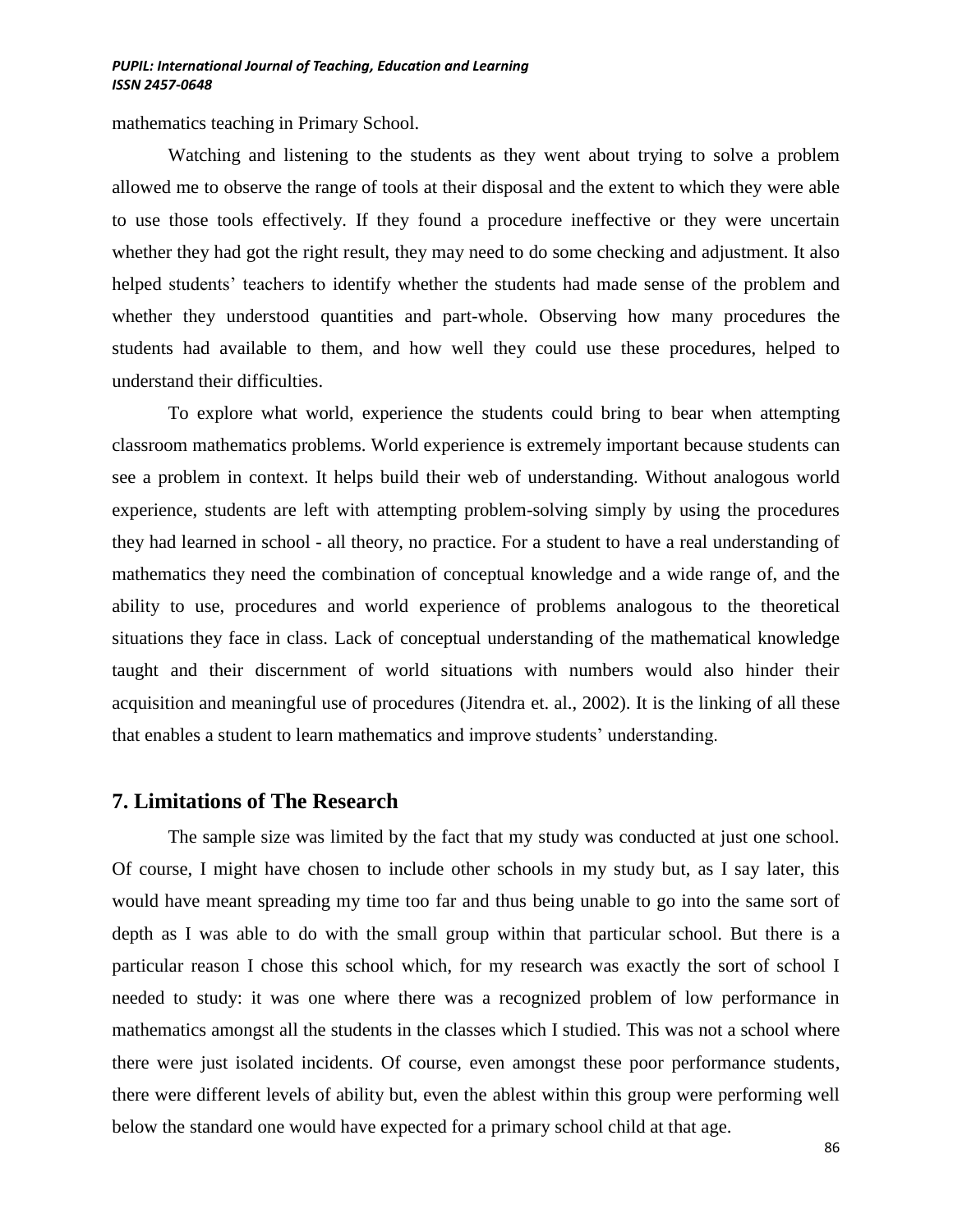mathematics teaching in Primary School.

Watching and listening to the students as they went about trying to solve a problem allowed me to observe the range of tools at their disposal and the extent to which they were able to use those tools effectively. If they found a procedure ineffective or they were uncertain whether they had got the right result, they may need to do some checking and adjustment. It also helped students' teachers to identify whether the students had made sense of the problem and whether they understood quantities and part-whole. Observing how many procedures the students had available to them, and how well they could use these procedures, helped to understand their difficulties.

To explore what world, experience the students could bring to bear when attempting classroom mathematics problems. World experience is extremely important because students can see a problem in context. It helps build their web of understanding. Without analogous world experience, students are left with attempting problem-solving simply by using the procedures they had learned in school - all theory, no practice. For a student to have a real understanding of mathematics they need the combination of conceptual knowledge and a wide range of, and the ability to use, procedures and world experience of problems analogous to the theoretical situations they face in class. Lack of conceptual understanding of the mathematical knowledge taught and their discernment of world situations with numbers would also hinder their acquisition and meaningful use of procedures (Jitendra et. al., 2002). It is the linking of all these that enables a student to learn mathematics and improve students' understanding.

## 7. Limitations of The Research

The sample size was limited by the fact that my study was conducted at just one school. Of course, I might have chosen to include other schools in my study but, as I say later, this would have meant spreading my time too far and thus being unable to go into the same sort of depth as I was able to do with the small group within that particular school. But there is a particular reason I chose this school which, for my research was exactly the sort of school I needed to study: it was one where there was a recognized problem of low performance in mathematics amongst all the students in the classes which I studied. This was not a school where there were just isolated incidents. Of course, even amongst these poor performance students, there were different levels of ability but, even the ablest within this group were performing well below the standard one would have expected for a primary school child at that age.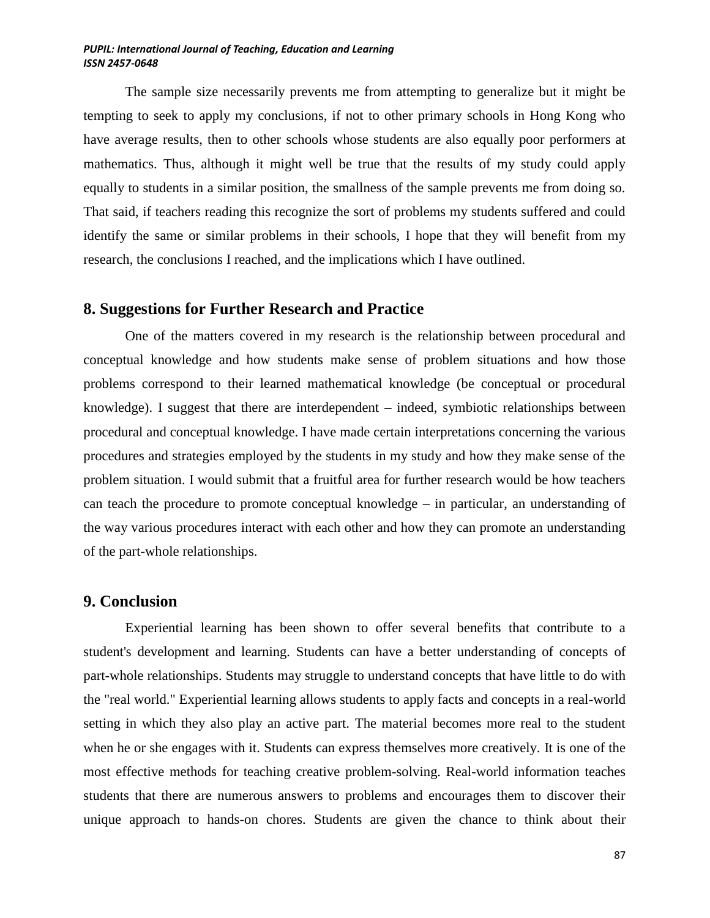The sample size necessarily prevents me from attempting to generalize but it might be tempting to seek to apply my conclusions, if not to other primary schools in Hong Kong who have average results, then to other schools whose students are also equally poor performers at mathematics. Thus, although it might well be true that the results of my study could apply equally to students in a similar position, the smallness of the sample prevents me from doing so. That said, if teachers reading this recognize the sort of problems my students suffered and could identify the same or similar problems in their schools, I hope that they will benefit from my research, the conclusions I reached, and the implications which I have outlined.

## 8. Suggestions for Further Research and Practice

One of the matters covered in my research is the relationship between procedural and conceptual knowledge and how students make sense of problem situations and how those problems correspond to their learned mathematical knowledge (be conceptual or procedural knowledge). I suggest that there are interdependent – indeed, symbiotic relationships between procedural and conceptual knowledge. I have made certain interpretations concerning the various procedures and strategies employed by the students in my study and how they make sense of the problem situation. I would submit that a fruitful area for further research would be how teachers can teach the procedure to promote conceptual knowledge – in particular, an understanding of the way various procedures interact with each other and how they can promote an understanding of the part-whole relationships.

## 9. Conclusion

Experiential learning has been shown to offer several benefits that contribute to a student's development and learning. Students can have a better understanding of concepts of part-whole relationships. Students may struggle to understand concepts that have little to do with the "real world." Experiential learning allows students to apply facts and concepts in a real-world setting in which they also play an active part. The material becomes more real to the student when he or she engages with it. Students can express themselves more creatively. It is one of the most effective methods for teaching creative problem-solving. Real-world information teaches students that there are numerous answers to problems and encourages them to discover their unique approach to hands-on chores. Students are given the chance to think about their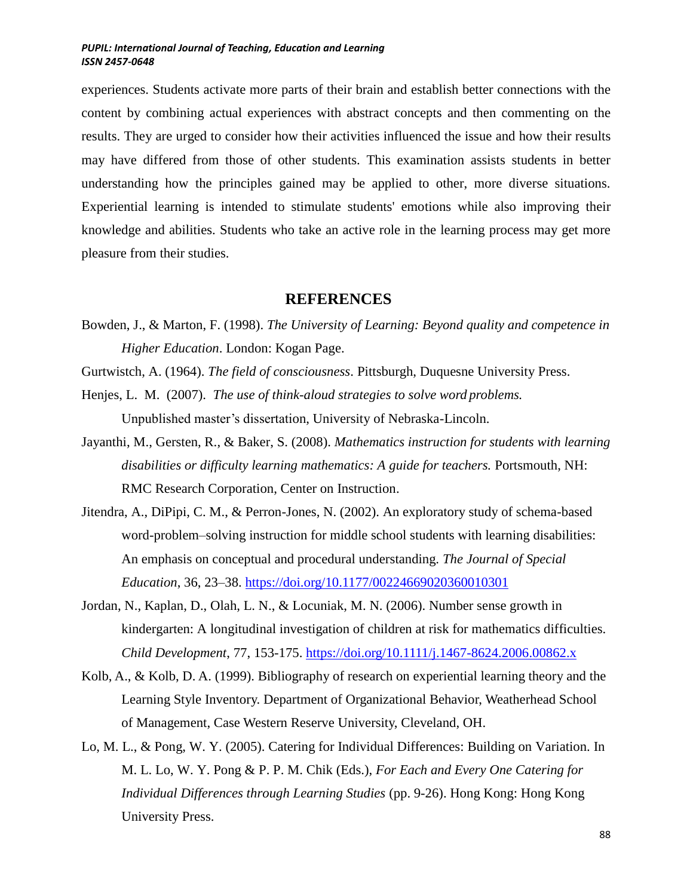experiences. Students activate more parts of their brain and establish better connections with the content by combining actual experiences with abstract concepts and then commenting on the results. They are urged to consider how their activities influenced the issue and how their results may have differed from those of other students. This examination assists students in better understanding how the principles gained may be applied to other, more diverse situations. Experiential learning is intended to stimulate students' emotions while also improving their knowledge and abilities. Students who take an active role in the learning process may get more pleasure from their studies.

## REFERENCES

Bowden, J., & Marton, F. (1998). *The University of Learning: Beyond quality and competence in Higher Education*. London: Kogan Page.

Gurtwistch, A. (1964). *The field of consciousness*. Pittsburgh, Duquesne University Press.

Henjes, L. M. (2007). *The use of think-aloud strategies to solve word problems.* Unpublished master's dissertation, University of Nebraska-Lincoln.

Jayanthi, M., Gersten, R., & Baker, S. (2008). *Mathematics instruction for students with learning disabilities or difficulty learning mathematics: A guide for teachers.* Portsmouth, NH: RMC Research Corporation, Center on Instruction.

Jitendra, A., DiPipi, C. M., & Perron-Jones, N. (2002). An exploratory study of schema-based word-problem–solving instruction for middle school students with learning disabilities: An emphasis on conceptual and procedural understanding. *The Journal of Special Education*, 36, 23–38. https://doi.org/10.1177/00224669020360010301

Jordan, N., Kaplan, D., Olah, L. N., & Locuniak, M. N. (2006). Number sense growth in kindergarten: A longitudinal investigation of children at risk for mathematics difficulties. *Child Development*, 77, 153-175. https://doi.org/10.1111/j.1467-8624.2006.00862.x

Kolb, A., & Kolb, D. A. (1999). Bibliography of research on experiential learning theory and the Learning Style Inventory. Department of Organizational Behavior, Weatherhead School of Management, Case Western Reserve University, Cleveland, OH.

Lo, M. L., & Pong, W. Y. (2005). Catering for Individual Differences: Building on Variation. In M. L. Lo, W. Y. Pong & P. P. M. Chik (Eds.), *For Each and Every One Catering for Individual Differences through Learning Studies* (pp. 9-26). Hong Kong: Hong Kong University Press.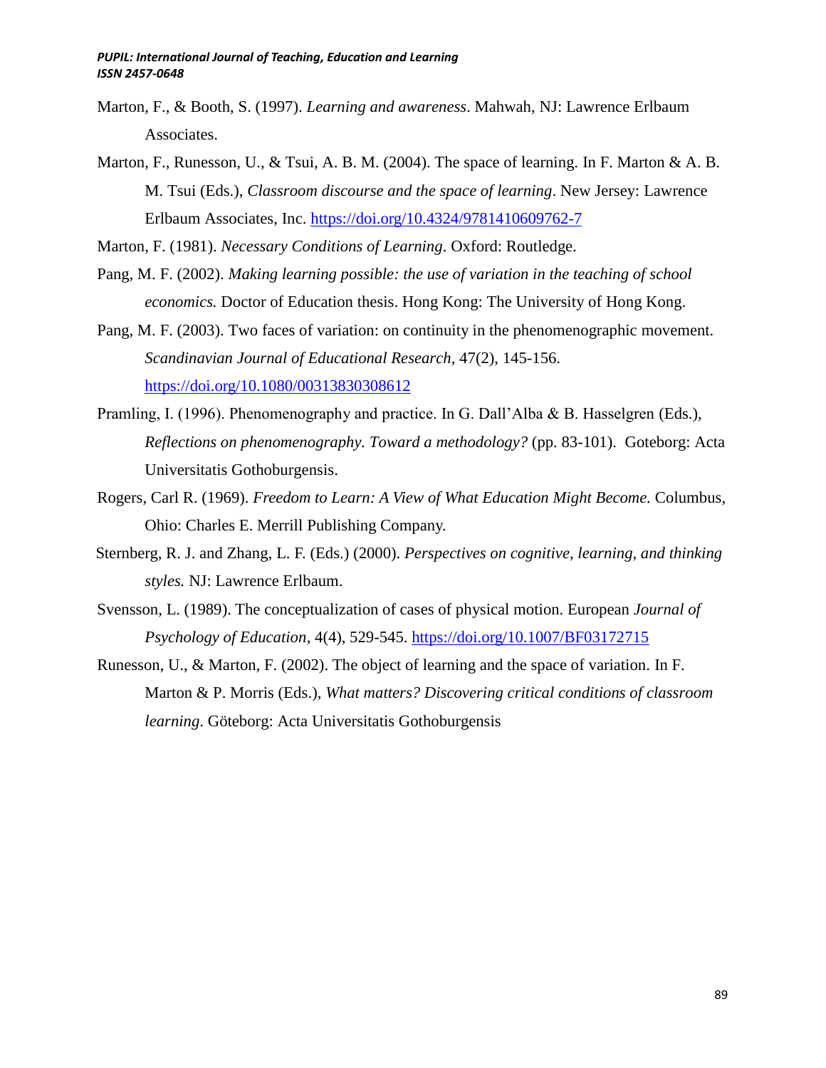Marton, F., & Booth, S. (1997). *Learning and awareness*. Mahwah, NJ: Lawrence Erlbaum Associates.

Marton, F., Runesson, U., & Tsui, A. B. M. (2004). The space of learning. In F. Marton & A. B. M. Tsui (Eds.), *Classroom discourse and the space of learning*. New Jersey: Lawrence Erlbaum Associates, Inc. https://doi.org/10.4324/9781410609762-7

Marton, F. (1981). *Necessary Conditions of Learning*. Oxford: Routledge.

Pang, M. F. (2002). *Making learning possible: the use of variation in the teaching of school economics.* Doctor of Education thesis. Hong Kong: The University of Hong Kong.

Pang, M. F. (2003). Two faces of variation: on continuity in the phenomenographic movement. *Scandinavian Journal of Educational Research*, 47(2), 145-156. https://doi.org/10.1080/00313830308612

Pramling, I. (1996). Phenomenography and practice. In G. Dall'Alba & B. Hasselgren (Eds.), *Reflections on phenomenography. Toward a methodology?* (pp. 83-101). Goteborg: Acta Universitatis Gothoburgensis.

Rogers, Carl R. (1969). *Freedom to Learn: A View of What Education Might Become.* Columbus, Ohio: Charles E. Merrill Publishing Company.

Sternberg, R. J. and Zhang, L. F. (Eds.) (2000). *Perspectives on cognitive, learning, and thinking styles.* NJ: Lawrence Erlbaum.

Svensson, L. (1989). The conceptualization of cases of physical motion. European *Journal of Psychology of Education*, 4(4), 529-545. https://doi.org/10.1007/BF03172715

Runesson, U., & Marton, F. (2002). The object of learning and the space of variation. In F. Marton & P. Morris (Eds.), *What matters? Discovering critical conditions of classroom learning*. Göteborg: Acta Universitatis Gothoburgensis